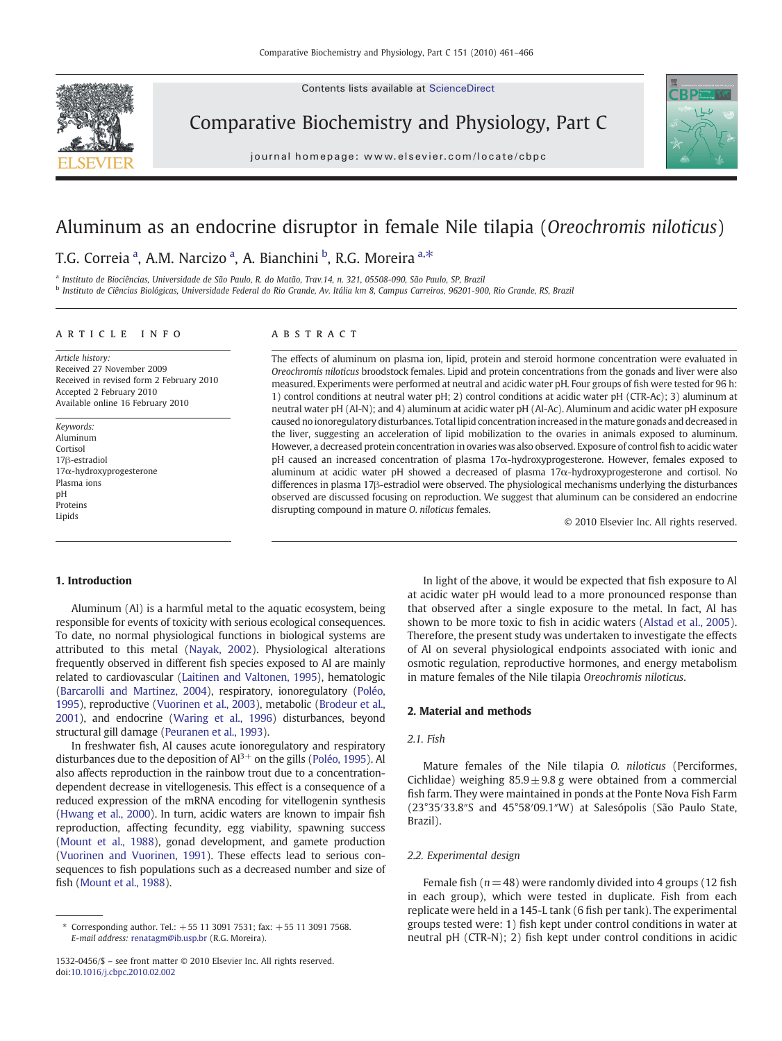# Aluminum as an endocrine disruptor in female Nile tilapia (*Oreochromis niloticus*)

T.G. Correia [a], A.M. Narcizo [a], A. Bianchini [b], R.G. Moreira [a,*]

[a] Instituto de Biociências, Universidade de São Paulo, R. do Matão, Trav.14, n. 321, 05508-090, São Paulo, SP, Brazil
[b] Instituto de Ciências Biológicas, Universidade Federal do Rio Grande, Av. Itália km 8, Campus Carreiros, 96201-900, Rio Grande, RS, Brazil

## ARTICLE INFO

*Article history:*
Received 27 November 2009
Received in revised form 2 February 2010
Accepted 2 February 2010
Available online 16 February 2010

*Keywords:*
Aluminum
Cortisol
17β-estradiol
17α-hydroxyprogesterone
Plasma ions
pH
Proteins
Lipids

## ABSTRACT

The effects of aluminum on plasma ion, lipid, protein and steroid hormone concentration were evaluated in *Oreochromis niloticus* broodstock females. Lipid and protein concentrations from the gonads and liver were also measured. Experiments were performed at neutral and acidic water pH. Four groups of fish were tested for 96 h: 1) control conditions at neutral water pH; 2) control conditions at acidic water pH (CTR-Ac); 3) aluminum at neutral water pH (Al-N); and 4) aluminum at acidic water pH (Al-Ac). Aluminum and acidic water pH exposure caused no ionoregulatory disturbances. Total lipid concentration increased in the mature gonads and decreased in the liver, suggesting an acceleration of lipid mobilization to the ovaries in animals exposed to aluminum. However, a decreased protein concentration in ovaries was also observed. Exposure of control fish to acidic water pH caused an increased concentration of plasma 17α-hydroxyprogesterone. However, females exposed to aluminum at acidic water pH showed a decreased of plasma 17α-hydroxyprogesterone and cortisol. No differences in plasma 17β-estradiol were observed. The physiological mechanisms underlying the disturbances observed are discussed focusing on reproduction. We suggest that aluminum can be considered an endocrine disrupting compound in mature *O. niloticus* females.

© 2010 Elsevier Inc. All rights reserved.

## 1. Introduction

Aluminum (Al) is a harmful metal to the aquatic ecosystem, being responsible for events of toxicity with serious ecological consequences. To date, no normal physiological functions in biological systems are attributed to this metal (Nayak, 2002). Physiological alterations frequently observed in different fish species exposed to Al are mainly related to cardiovascular (Laitinen and Valtonen, 1995), hematologic (Barcarolli and Martinez, 2004), respiratory, ionoregulatory (Poléo, 1995), reproductive (Vuorinen et al., 2003), metabolic (Brodeur et al., 2001), and endocrine (Waring et al., 1996) disturbances, beyond structural gill damage (Peuranen et al., 1993).

In freshwater fish, Al causes acute ionoregulatory and respiratory disturbances due to the deposition of $Al^{3+}$ on the gills (Poléo, 1995). Al also affects reproduction in the rainbow trout due to a concentration-dependent decrease in vitellogenesis. This effect is a consequence of a reduced expression of the mRNA encoding for vitellogenin synthesis (Hwang et al., 2000). In turn, acidic waters are known to impair fish reproduction, affecting fecundity, egg viability, spawning success (Mount et al., 1988), gonad development, and gamete production (Vuorinen and Vuorinen, 1991). These effects lead to serious consequences to fish populations such as a decreased number and size of fish (Mount et al., 1988).

In light of the above, it would be expected that fish exposure to Al at acidic water pH would lead to a more pronounced response than that observed after a single exposure to the metal. In fact, Al has shown to be more toxic to fish in acidic waters (Alstad et al., 2005). Therefore, the present study was undertaken to investigate the effects of Al on several physiological endpoints associated with ionic and osmotic regulation, reproductive hormones, and energy metabolism in mature females of the Nile tilapia *Oreochromis niloticus*.

## 2. Material and methods

### 2.1. Fish

Mature females of the Nile tilapia *O. niloticus* (Perciformes, Cichlidae) weighing $85.9 \pm 9.8$ g were obtained from a commercial fish farm. They were maintained in ponds at the Ponte Nova Fish Farm (23°35′33.8″S and 45°58′09.1″W) at Salesópolis (São Paulo State, Brazil).

### 2.2. Experimental design

Female fish ($n = 48$) were randomly divided into 4 groups (12 fish in each group), which were tested in duplicate. Fish from each replicate were held in a 145-L tank (6 fish per tank). The experimental groups tested were: 1) fish kept under control conditions in water at neutral pH (CTR-N); 2) fish kept under control conditions in acidic

\* Corresponding author. Tel.: +55 11 3091 7531; fax: +55 11 3091 7568.
*E-mail address:* renatagm@ib.usp.br (R.G. Moreira).

1532-0456/$ – see front matter © 2010 Elsevier Inc. All rights reserved.
doi:10.1016/j.cbpc.2010.02.002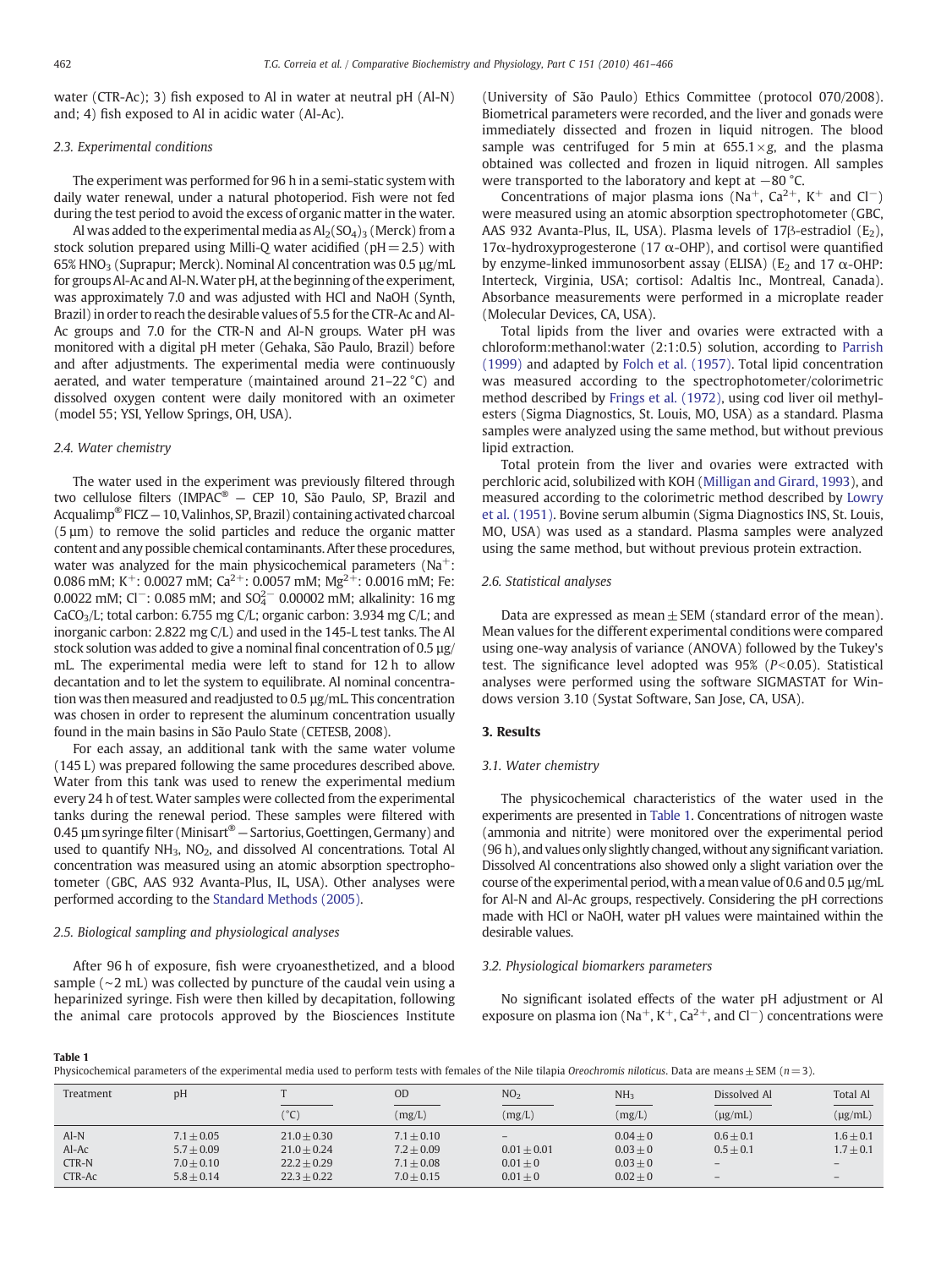water (CTR-Ac); 3) fish exposed to Al in water at neutral pH (Al-N) and; 4) fish exposed to Al in acidic water (Al-Ac).

### 2.3. Experimental conditions

The experiment was performed for 96 h in a semi-static system with daily water renewal, under a natural photoperiod. Fish were not fed during the test period to avoid the excess of organic matter in the water.

Al was added to the experimental media as $Al_2(SO_4)_3$ (Merck) from a stock solution prepared using Milli-Q water acidified (pH = 2.5) with 65% $HNO_3$ (Suprapur; Merck). Nominal Al concentration was 0.5 µg/mL for groups Al-Ac and Al-N. Water pH, at the beginning of the experiment, was approximately 7.0 and was adjusted with HCl and NaOH (Synth, Brazil) in order to reach the desirable values of 5.5 for the CTR-Ac and Al-Ac groups and 7.0 for the CTR-N and Al-N groups. Water pH was monitored with a digital pH meter (Gehaka, São Paulo, Brazil) before and after adjustments. The experimental media were continuously aerated, and water temperature (maintained around 21–22 °C) and dissolved oxygen content were daily monitored with an oximeter (model 55; YSI, Yellow Springs, OH, USA).

### 2.4. Water chemistry

The water used in the experiment was previously filtered through two cellulose filters (IMPAC® — CEP 10, São Paulo, SP, Brazil and Acqualimp® FICZ — 10, Valinhos, SP, Brazil) containing activated charcoal (5 µm) to remove the solid particles and reduce the organic matter content and any possible chemical contaminants. After these procedures, water was analyzed for the main physicochemical parameters ($Na^+$: 0.086 mM; $K^+$: 0.0027 mM; $Ca^{2+}$: 0.0057 mM; $Mg^{2+}$: 0.0016 mM; Fe: 0.0022 mM; $Cl^-$: 0.085 mM; and $SO_4^{2-}$ 0.00002 mM; alkalinity: 16 mg $CaCO_3$/L; total carbon: 6.755 mg C/L; organic carbon: 3.934 mg C/L; and inorganic carbon: 2.822 mg C/L) and used in the 145-L test tanks. The Al stock solution was added to give a nominal final concentration of 0.5 µg/mL. The experimental media were left to stand for 12 h to allow decantation and to let the system to equilibrate. Al nominal concentration was then measured and readjusted to 0.5 µg/mL. This concentration was chosen in order to represent the aluminum concentration usually found in the main basins in São Paulo State (CETESB, 2008).

For each assay, an additional tank with the same water volume (145 L) was prepared following the same procedures described above. Water from this tank was used to renew the experimental medium every 24 h of test. Water samples were collected from the experimental tanks during the renewal period. These samples were filtered with 0.45 µm syringe filter (Minisart® — Sartorius, Goettingen, Germany) and used to quantify $NH_3$, $NO_2$, and dissolved Al concentrations. Total Al concentration was measured using an atomic absorption spectrophotometer (GBC, AAS 932 Avanta-Plus, IL, USA). Other analyses were performed according to the Standard Methods (2005).

### 2.5. Biological sampling and physiological analyses

After 96 h of exposure, fish were cryoanesthetized, and a blood sample (~2 mL) was collected by puncture of the caudal vein using a heparinized syringe. Fish were then killed by decapitation, following the animal care protocols approved by the Biosciences Institute (University of São Paulo) Ethics Committee (protocol 070/2008). Biometrical parameters were recorded, and the liver and gonads were immediately dissected and frozen in liquid nitrogen. The blood sample was centrifuged for 5 min at 655.1 × g, and the plasma obtained was collected and frozen in liquid nitrogen. All samples were transported to the laboratory and kept at −80 °C.

Concentrations of major plasma ions ($Na^+$, $Ca^{2+}$, $K^+$ and $Cl^-$) were measured using an atomic absorption spectrophotometer (GBC, AAS 932 Avanta-Plus, IL, USA). Plasma levels of 17β-estradiol ($E_2$), 17α-hydroxyprogesterone (17 α-OHP), and cortisol were quantified by enzyme-linked immunosorbent assay (ELISA) ($E_2$ and 17 α-OHP: Interteck, Virginia, USA; cortisol: Adaltis Inc., Montreal, Canada). Absorbance measurements were performed in a microplate reader (Molecular Devices, CA, USA).

Total lipids from the liver and ovaries were extracted with a chloroform:methanol:water (2:1:0.5) solution, according to Parrish (1999) and adapted by Folch et al. (1957). Total lipid concentration was measured according to the spectrophotometer/colorimetric method described by Frings et al. (1972), using cod liver oil methyl-esters (Sigma Diagnostics, St. Louis, MO, USA) as a standard. Plasma samples were analyzed using the same method, but without previous lipid extraction.

Total protein from the liver and ovaries were extracted with perchloric acid, solubilized with KOH (Milligan and Girard, 1993), and measured according to the colorimetric method described by Lowry et al. (1951). Bovine serum albumin (Sigma Diagnostics INS, St. Louis, MO, USA) was used as a standard. Plasma samples were analyzed using the same method, but without previous protein extraction.

### 2.6. Statistical analyses

Data are expressed as mean ± SEM (standard error of the mean). Mean values for the different experimental conditions were compared using one-way analysis of variance (ANOVA) followed by the Tukey's test. The significance level adopted was 95% ($P<0.05$). Statistical analyses were performed using the software SIGMASTAT for Windows version 3.10 (Systat Software, San Jose, CA, USA).

## 3. Results

### 3.1. Water chemistry

The physicochemical characteristics of the water used in the experiments are presented in Table 1. Concentrations of nitrogen waste (ammonia and nitrite) were monitored over the experimental period (96 h), and values only slightly changed, without any significant variation. Dissolved Al concentrations also showed only a slight variation over the course of the experimental period, with a mean value of 0.6 and 0.5 µg/mL for Al-N and Al-Ac groups, respectively. Considering the pH corrections made with HCl or NaOH, water pH values were maintained within the desirable values.

### 3.2. Physiological biomarkers parameters

No significant isolated effects of the water pH adjustment or Al exposure on plasma ion ($Na^+$, $K^+$, $Ca^{2+}$, and $Cl^-$) concentrations were

**Table 1**
Physicochemical parameters of the experimental media used to perform tests with females of the Nile tilapia *Oreochromis niloticus*. Data are means ± SEM ($n = 3$).

| Treatment | pH | T | OD | $NO_2$ | $NH_3$ | Dissolved Al | Total Al |
|---|---|---|---|---|---|---|---|
| | | (°C) | (mg/L) | (mg/L) | (mg/L) | (µg/mL) | (µg/mL) |
| Al-N | 7.1 ± 0.05 | 21.0 ± 0.30 | 7.1 ± 0.10 | – | 0.04 ± 0 | 0.6 ± 0.1 | 1.6 ± 0.1 |
| Al-Ac | 5.7 ± 0.09 | 21.0 ± 0.24 | 7.2 ± 0.09 | 0.01 ± 0.01 | 0.03 ± 0 | 0.5 ± 0.1 | 1.7 ± 0.1 |
| CTR-N | 7.0 ± 0.10 | 22.2 ± 0.29 | 7.1 ± 0.08 | 0.01 ± 0 | 0.03 ± 0 | – | – |
| CTR-Ac | 5.8 ± 0.14 | 22.3 ± 0.22 | 7.0 ± 0.15 | 0.01 ± 0 | 0.02 ± 0 | – | – |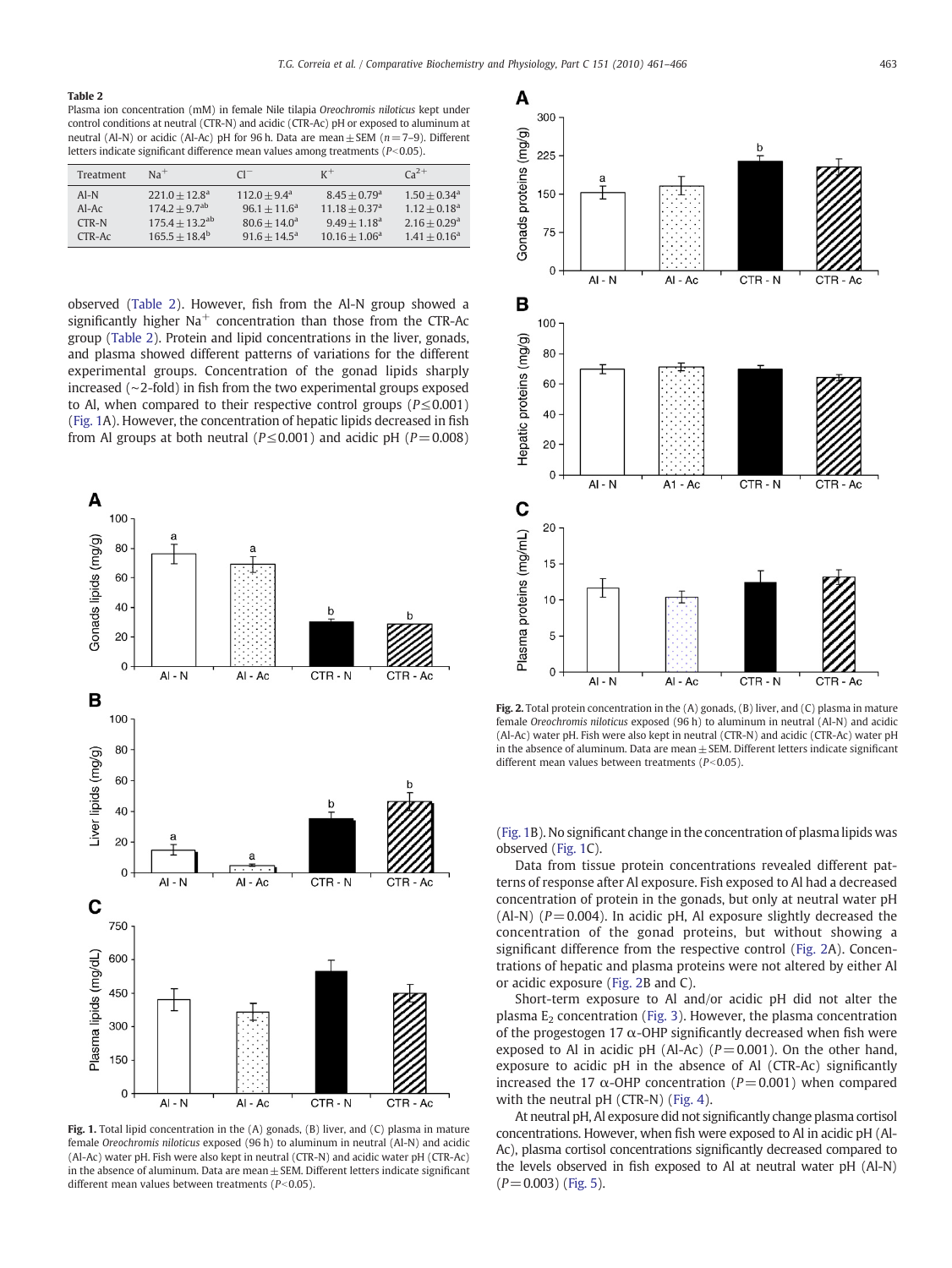**Table 2**
Plasma ion concentration (mM) in female Nile tilapia *Oreochromis niloticus* kept under control conditions at neutral (CTR-N) and acidic (CTR-Ac) pH or exposed to aluminum at neutral (Al-N) or acidic (Al-Ac) pH for 96 h. Data are mean ± SEM ($n$ = 7–9). Different letters indicate significant difference mean values among treatments ($P$<0.05).

| Treatment | $Na^+$ | $Cl^-$ | $K^+$ | $Ca^{2+}$ |
|---|---|---|---|---|
| Al-N | 221.0 ± 12.8[a] | 112.0 ± 9.4[a] | 8.45 ± 0.79[a] | 1.50 ± 0.34[a] |
| Al-Ac | 174.2 ± 9.7[ab] | 96.1 ± 11.6[a] | 11.18 ± 0.37[a] | 1.12 ± 0.18[a] |
| CTR-N | 175.4 ± 13.2[ab] | 80.6 ± 14.0[a] | 9.49 ± 1.18[a] | 2.16 ± 0.29[a] |
| CTR-Ac | 165.5 ± 18.4[b] | 91.6 ± 14.5[a] | 10.16 ± 1.06[a] | 1.41 ± 0.16[a] |

observed (Table 2). However, fish from the Al-N group showed a significantly higher $Na^+$ concentration than those from the CTR-Ac group (Table 2). Protein and lipid concentrations in the liver, gonads, and plasma showed different patterns of variations for the different experimental groups. Concentration of the gonad lipids sharply increased (~2-fold) in fish from the two experimental groups exposed to Al, when compared to their respective control groups ($P$≤0.001) (Fig. 1A). However, the concentration of hepatic lipids decreased in fish from Al groups at both neutral ($P$≤0.001) and acidic pH ($P$=0.008) (Fig. 1B). No significant change in the concentration of plasma lipids was observed (Fig. 1C).

**Fig. 1.** Total lipid concentration in the (A) gonads, (B) liver, and (C) plasma in mature female *Oreochromis niloticus* exposed (96 h) to aluminum in neutral (Al-N) and acidic (Al-Ac) water pH. Fish were also kept in neutral (CTR-N) and acidic water pH (CTR-Ac) in the absence of aluminum. Data are mean ± SEM. Different letters indicate significant different mean values between treatments ($P$<0.05).

**Fig. 2.** Total protein concentration in the (A) gonads, (B) liver, and (C) plasma in mature female *Oreochromis niloticus* exposed (96 h) to aluminum in neutral (Al-N) and acidic (Al-Ac) water pH. Fish were also kept in neutral (CTR-N) and acidic (CTR-Ac) water pH in the absence of aluminum. Data are mean ± SEM. Different letters indicate significant different mean values between treatments ($P$<0.05).

Data from tissue protein concentrations revealed different patterns of response after Al exposure. Fish exposed to Al had a decreased concentration of protein in the gonads, but only at neutral water pH (Al-N) ($P$=0.004). In acidic pH, Al exposure slightly decreased the concentration of the gonad proteins, but without showing a significant difference from the respective control (Fig. 2A). Concentrations of hepatic and plasma proteins were not altered by either Al or acidic exposure (Fig. 2B and C).

Short-term exposure to Al and/or acidic pH did not alter the plasma $E_2$ concentration (Fig. 3). However, the plasma concentration of the progestogen 17 α-OHP significantly decreased when fish were exposed to Al in acidic pH (Al-Ac) ($P$=0.001). On the other hand, exposure to acidic pH in the absence of Al (CTR-Ac) significantly increased the 17 α-OHP concentration ($P$=0.001) when compared with the neutral pH (CTR-N) (Fig. 4).

At neutral pH, Al exposure did not significantly change plasma cortisol concentrations. However, when fish were exposed to Al in acidic pH (Al-Ac), plasma cortisol concentrations significantly decreased compared to the levels observed in fish exposed to Al at neutral water pH (Al-N) ($P$=0.003) (Fig. 5).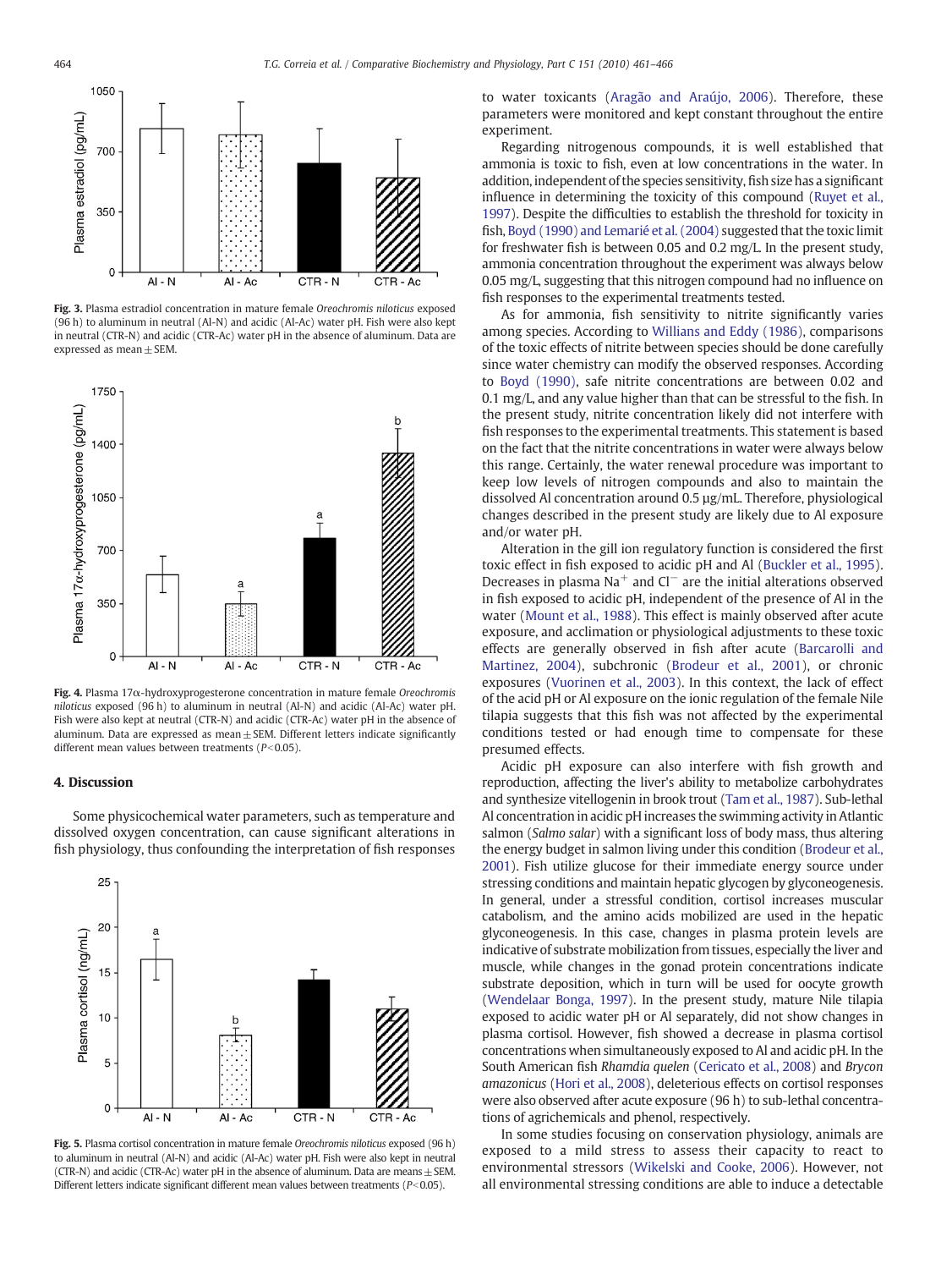Fig. 3. Plasma estradiol concentration in mature female *Oreochromis niloticus* exposed (96 h) to aluminum in neutral (Al-N) and acidic (Al-Ac) water pH. Fish were also kept in neutral (CTR-N) and acidic (CTR-Ac) water pH in the absence of aluminum. Data are expressed as mean ± SEM.

Fig. 4. Plasma 17α-hydroxyprogesterone concentration in mature female *Oreochromis niloticus* exposed (96 h) to aluminum in neutral (Al-N) and acidic (Al-Ac) water pH. Fish were also kept at neutral (CTR-N) and acidic (CTR-Ac) water pH in the absence of aluminum. Data are expressed as mean ± SEM. Different letters indicate significantly different mean values between treatments ($P<0.05$).

## 4. Discussion

Some physicochemical water parameters, such as temperature and dissolved oxygen concentration, can cause significant alterations in fish physiology, thus confounding the interpretation of fish responses to water toxicants (Aragão and Araújo, 2006). Therefore, these parameters were monitored and kept constant throughout the entire experiment.

Regarding nitrogenous compounds, it is well established that ammonia is toxic to fish, even at low concentrations in the water. In addition, independent of the species sensitivity, fish size has a significant influence in determining the toxicity of this compound (Ruyet et al., 1997). Despite the difficulties to establish the threshold for toxicity in fish, Boyd (1990) and Lemarié et al. (2004) suggested that the toxic limit for freshwater fish is between 0.05 and 0.2 mg/L. In the present study, ammonia concentration throughout the experiment was always below 0.05 mg/L, suggesting that this nitrogen compound had no influence on fish responses to the experimental treatments tested.

As for ammonia, fish sensitivity to nitrite significantly varies among species. According to Willians and Eddy (1986), comparisons of the toxic effects of nitrite between species should be done carefully since water chemistry can modify the observed responses. According to Boyd (1990), safe nitrite concentrations are between 0.02 and 0.1 mg/L, and any value higher than that can be stressful to the fish. In the present study, nitrite concentration likely did not interfere with fish responses to the experimental treatments. This statement is based on the fact that the nitrite concentrations in water were always below this range. Certainly, the water renewal procedure was important to keep low levels of nitrogen compounds and also to maintain the dissolved Al concentration around 0.5 µg/mL. Therefore, physiological changes described in the present study are likely due to Al exposure and/or water pH.

Alteration in the gill ion regulatory function is considered the first toxic effect in fish exposed to acidic pH and Al (Buckler et al., 1995). Decreases in plasma $Na^+$ and $Cl^-$ are the initial alterations observed in fish exposed to acidic pH, independent of the presence of Al in the water (Mount et al., 1988). This effect is mainly observed after acute exposure, and acclimation or physiological adjustments to these toxic effects are generally observed in fish after acute (Barcarolli and Martinez, 2004), subchronic (Brodeur et al., 2001), or chronic exposures (Vuorinen et al., 2003). In this context, the lack of effect of the acid pH or Al exposure on the ionic regulation of the female Nile tilapia suggests that this fish was not affected by the experimental conditions tested or had enough time to compensate for these presumed effects.

Acidic pH exposure can also interfere with fish growth and reproduction, affecting the liver's ability to metabolize carbohydrates and synthesize vitellogenin in brook trout (Tam et al., 1987). Sub-lethal Al concentration in acidic pH increases the swimming activity in Atlantic salmon (*Salmo salar*) with a significant loss of body mass, thus altering the energy budget in salmon living under this condition (Brodeur et al., 2001). Fish utilize glucose for their immediate energy source under stressing conditions and maintain hepatic glycogen by glyconeogenesis. In general, under a stressful condition, cortisol increases muscular catabolism, and the amino acids mobilized are used in the hepatic glyconeogenesis. In this case, changes in plasma protein levels are indicative of substrate mobilization from tissues, especially the liver and muscle, while changes in the gonad protein concentrations indicate substrate deposition, which in turn will be used for oocyte growth (Wendelaar Bonga, 1997). In the present study, mature Nile tilapia exposed to acidic water pH or Al separately, did not show changes in plasma cortisol. However, fish showed a decrease in plasma cortisol concentrations when simultaneously exposed to Al and acidic pH. In the South American fish *Rhamdia quelen* (Cericato et al., 2008) and *Brycon amazonicus* (Hori et al., 2008), deleterious effects on cortisol responses were also observed after acute exposure (96 h) to sub-lethal concentrations of agrichemicals and phenol, respectively.

In some studies focusing on conservation physiology, animals are exposed to a mild stress to assess their capacity to react to environmental stressors (Wikelski and Cooke, 2006). However, not all environmental stressing conditions are able to induce a detectable

Fig. 5. Plasma cortisol concentration in mature female *Oreochromis niloticus* exposed (96 h) to aluminum in neutral (Al-N) and acidic (Al-Ac) water pH. Fish were also kept in neutral (CTR-N) and acidic (CTR-Ac) water pH in the absence of aluminum. Data are means ± SEM. Different letters indicate significant different mean values between treatments ($P<0.05$).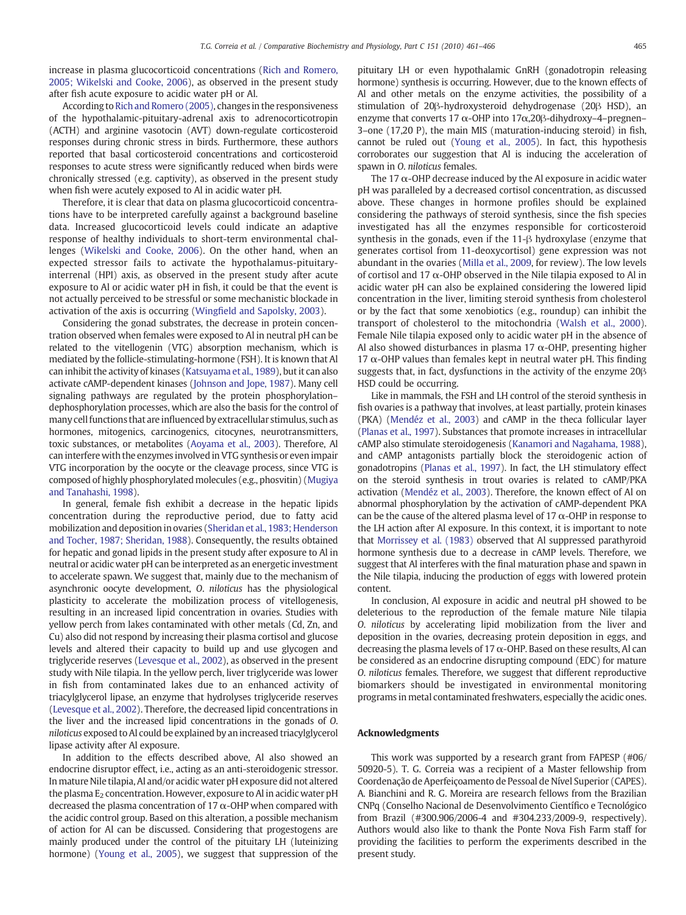increase in plasma glucocorticoid concentrations (Rich and Romero, 2005; Wikelski and Cooke, 2006), as observed in the present study after fish acute exposure to acidic water pH or Al.

According to Rich and Romero (2005), changes in the responsiveness of the hypothalamic-pituitary-adrenal axis to adrenocorticotropin (ACTH) and arginine vasotocin (AVT) down-regulate corticosteroid responses during chronic stress in birds. Furthermore, these authors reported that basal corticosteroid concentrations and corticosteroid responses to acute stress were significantly reduced when birds were chronically stressed (e.g. captivity), as observed in the present study when fish were acutely exposed to Al in acidic water pH.

Therefore, it is clear that data on plasma glucocorticoid concentrations have to be interpreted carefully against a background baseline data. Increased glucocorticoid levels could indicate an adaptive response of healthy individuals to short-term environmental challenges (Wikelski and Cooke, 2006). On the other hand, when an expected stressor fails to activate the hypothalamus-pituitary-interrenal (HPI) axis, as observed in the present study after acute exposure to Al or acidic water pH in fish, it could be that the event is not actually perceived to be stressful or some mechanistic blockade in activation of the axis is occurring (Wingfield and Sapolsky, 2003).

Considering the gonad substrates, the decrease in protein concentration observed when females were exposed to Al in neutral pH can be related to the vitellogenin (VTG) absorption mechanism, which is mediated by the follicle-stimulating-hormone (FSH). It is known that Al can inhibit the activity of kinases (Katsuyama et al., 1989), but it can also activate cAMP-dependent kinases (Johnson and Jope, 1987). Many cell signaling pathways are regulated by the protein phosphorylation–dephosphorylation processes, which are also the basis for the control of many cell functions that are influenced by extracellular stimulus, such as hormones, mitogenics, carcinogenics, citocynes, neurotransmitters, toxic substances, or metabolites (Aoyama et al., 2003). Therefore, Al can interfere with the enzymes involved in VTG synthesis or even impair VTG incorporation by the oocyte or the cleavage process, since VTG is composed of highly phosphorylated molecules (e.g., phosvitin) (Mugiya and Tanahashi, 1998).

In general, female fish exhibit a decrease in the hepatic lipids concentration during the reproductive period, due to fatty acid mobilization and deposition in ovaries (Sheridan et al., 1983; Henderson and Tocher, 1987; Sheridan, 1988). Consequently, the results obtained for hepatic and gonad lipids in the present study after exposure to Al in neutral or acidic water pH can be interpreted as an energetic investment to accelerate spawn. We suggest that, mainly due to the mechanism of asynchronic oocyte development, *O. niloticus* has the physiological plasticity to accelerate the mobilization process of vitellogenesis, resulting in an increased lipid concentration in ovaries. Studies with yellow perch from lakes contaminated with other metals (Cd, Zn, and Cu) also did not respond by increasing their plasma cortisol and glucose levels and altered their capacity to build up and use glycogen and triglyceride reserves (Levesque et al., 2002), as observed in the present study with Nile tilapia. In the yellow perch, liver triglyceride was lower in fish from contaminated lakes due to an enhanced activity of triacylglycerol lipase, an enzyme that hydrolyses triglyceride reserves (Levesque et al., 2002). Therefore, the decreased lipid concentrations in the liver and the increased lipid concentrations in the gonads of *O. niloticus* exposed to Al could be explained by an increased triacylglycerol lipase activity after Al exposure.

In addition to the effects described above, Al also showed an endocrine disruptor effect, i.e., acting as an anti-steroidogenic stressor. In mature Nile tilapia, Al and/or acidic water pH exposure did not altered the plasma $E_2$ concentration. However, exposure to Al in acidic water pH decreased the plasma concentration of 17 α-OHP when compared with the acidic control group. Based on this alteration, a possible mechanism of action for Al can be discussed. Considering that progestogens are mainly produced under the control of the pituitary LH (luteinizing hormone) (Young et al., 2005), we suggest that suppression of the pituitary LH or even hypothalamic GnRH (gonadotropin releasing hormone) synthesis is occurring. However, due to the known effects of Al and other metals on the enzyme activities, the possibility of a stimulation of 20β-hydroxysteroid dehydrogenase (20β HSD), an enzyme that converts 17 α-OHP into 17α,20β-dihydroxy–4–pregnen–3–one (17,20 P), the main MIS (maturation-inducing steroid) in fish, cannot be ruled out (Young et al., 2005). In fact, this hypothesis corroborates our suggestion that Al is inducing the acceleration of spawn in *O. niloticus* females.

The 17 α-OHP decrease induced by the Al exposure in acidic water pH was paralleled by a decreased cortisol concentration, as discussed above. These changes in hormone profiles should be explained considering the pathways of steroid synthesis, since the fish species investigated has all the enzymes responsible for corticosteroid synthesis in the gonads, even if the 11-β hydroxylase (enzyme that generates cortisol from 11-deoxycortisol) gene expression was not abundant in the ovaries (Milla et al., 2009, for review). The low levels of cortisol and 17 α-OHP observed in the Nile tilapia exposed to Al in acidic water pH can also be explained considering the lowered lipid concentration in the liver, limiting steroid synthesis from cholesterol or by the fact that some xenobiotics (e.g., roundup) can inhibit the transport of cholesterol to the mitochondria (Walsh et al., 2000). Female Nile tilapia exposed only to acidic water pH in the absence of Al also showed disturbances in plasma 17 α-OHP, presenting higher 17 α-OHP values than females kept in neutral water pH. This finding suggests that, in fact, dysfunctions in the activity of the enzyme 20β HSD could be occurring.

Like in mammals, the FSH and LH control of the steroid synthesis in fish ovaries is a pathway that involves, at least partially, protein kinases (PKA) (Mendéz et al., 2003) and cAMP in the theca follicular layer (Planas et al., 1997). Substances that promote increases in intracellular cAMP also stimulate steroidogenesis (Kanamori and Nagahama, 1988), and cAMP antagonists partially block the steroidogenic action of gonadotropins (Planas et al., 1997). In fact, the LH stimulatory effect on the steroid synthesis in trout ovaries is related to cAMP/PKA activation (Mendéz et al., 2003). Therefore, the known effect of Al on abnormal phosphorylation by the activation of cAMP-dependent PKA can be the cause of the altered plasma level of 17 α-OHP in response to the LH action after Al exposure. In this context, it is important to note that Morrissey et al. (1983) observed that Al suppressed parathyroid hormone synthesis due to a decrease in cAMP levels. Therefore, we suggest that Al interferes with the final maturation phase and spawn in the Nile tilapia, inducing the production of eggs with lowered protein content.

In conclusion, Al exposure in acidic and neutral pH showed to be deleterious to the reproduction of the female mature Nile tilapia *O. niloticus* by accelerating lipid mobilization from the liver and deposition in the ovaries, decreasing protein deposition in eggs, and decreasing the plasma levels of 17 α-OHP. Based on these results, Al can be considered as an endocrine disrupting compound (EDC) for mature *O. niloticus* females. Therefore, we suggest that different reproductive biomarkers should be investigated in environmental monitoring programs in metal contaminated freshwaters, especially the acidic ones.

## Acknowledgments

This work was supported by a research grant from FAPESP (#06/50920-5). T. G. Correia was a recipient of a Master fellowship from Coordenação de Aperfeiçoamento de Pessoal de Nível Superior (CAPES). A. Bianchini and R. G. Moreira are research fellows from the Brazilian CNPq (Conselho Nacional de Desenvolvimento Científico e Tecnológico from Brazil (#300.906/2006-4 and #304.233/2009-9, respectively). Authors would also like to thank the Ponte Nova Fish Farm staff for providing the facilities to perform the experiments described in the present study.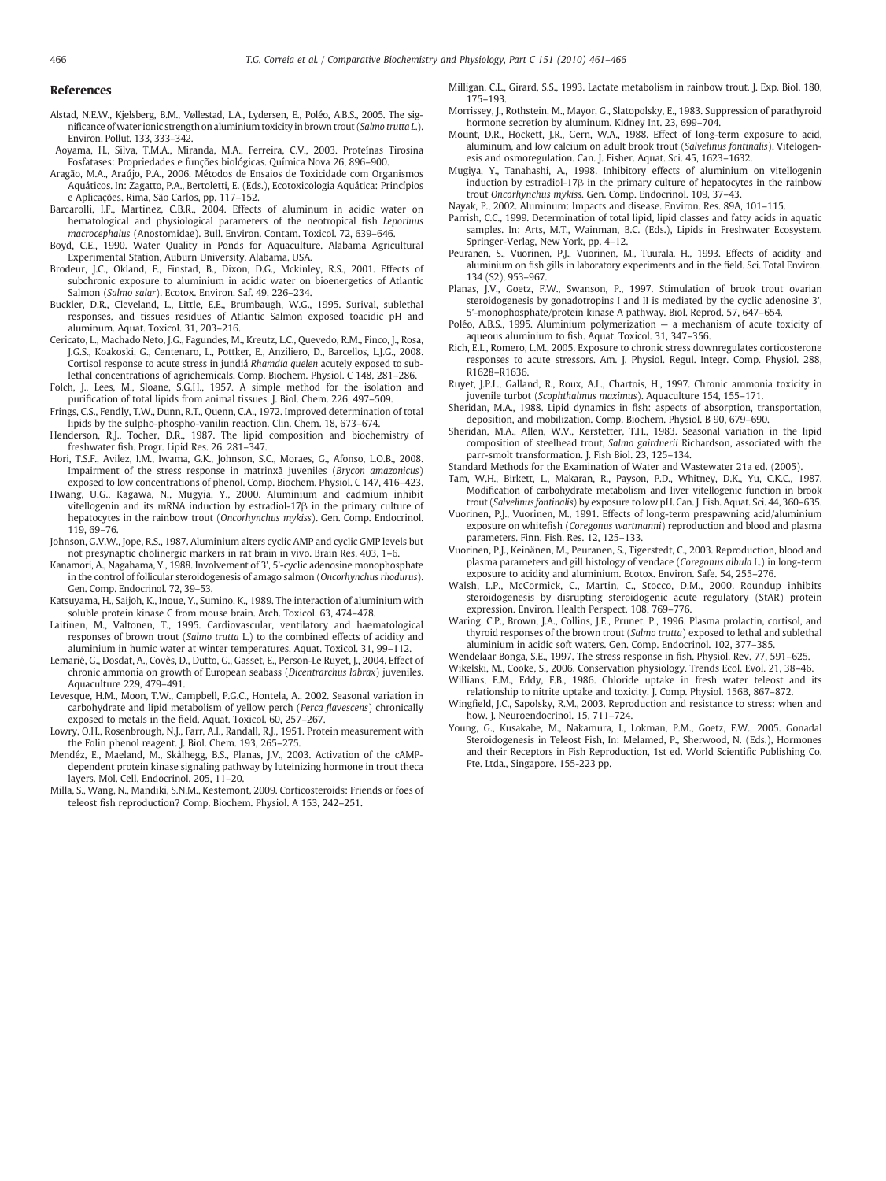## References

Alstad, N.E.W., Kjelsberg, B.M., Vøllestad, L.A., Lydersen, E., Poléo, A.B.S., 2005. The significance of water ionic strength on aluminium toxicity in brown trout (*Salmo trutta L.*). Environ. Pollut. 133, 333–342.

Aoyama, H., Silva, T.M.A., Miranda, M.A., Ferreira, C.V., 2003. Proteínas Tirosina Fosfatases: Propriedades e funções biológicas. Química Nova 26, 896–900.

Aragão, M.A., Araújo, P.A., 2006. Métodos de Ensaios de Toxicidade com Organismos Aquáticos. In: Zagatto, P.A., Bertoletti, E. (Eds.), Ecotoxicologia Aquática: Princípios e Aplicações. Rima, São Carlos, pp. 117–152.

Barcarolli, I.F., Martinez, C.B.R., 2004. Effects of aluminum in acidic water on hematological and physiological parameters of the neotropical fish *Leporinus macrocephalus* (Anostomidae). Bull. Environ. Contam. Toxicol. 72, 639–646.

Boyd, C.E., 1990. Water Quality in Ponds for Aquaculture. Alabama Agricultural Experimental Station, Auburn University, Alabama, USA.

Brodeur, J.C., Okland, F., Finstad, B., Dixon, D.G., Mckinley, R.S., 2001. Effects of subchronic exposure to aluminium in acidic water on bioenergetics of Atlantic Salmon (*Salmo salar*). Ecotox. Environ. Saf. 49, 226–234.

Buckler, D.R., Cleveland, L., Little, E.E., Brumbaugh, W.G., 1995. Surival, sublethal responses, and tissues residues of Atlantic Salmon exposed toacidic pH and aluminum. Aquat. Toxicol. 31, 203–216.

Cericato, L., Machado Neto, J.G., Fagundes, M., Kreutz, L.C., Quevedo, R.M., Finco, J., Rosa, J.G.S., Koakoski, G., Centenaro, L., Pottker, E., Anziliero, D., Barcellos, L.J.G., 2008. Cortisol response to acute stress in jundiá *Rhamdia quelen* acutely exposed to sublethal concentrations of agrichemicals. Comp. Biochem. Physiol. C 148, 281–286.

Folch, J., Lees, M., Sloane, S.G.H., 1957. A simple method for the isolation and purification of total lipids from animal tissues. J. Biol. Chem. 226, 497–509.

Frings, C.S., Fendly, T.W., Dunn, R.T., Quenn, C.A., 1972. Improved determination of total lipids by the sulpho-phospho-vanilin reaction. Clin. Chem. 18, 673–674.

Henderson, R.J., Tocher, D.R., 1987. The lipid composition and biochemistry of freshwater fish. Progr. Lipid Res. 26, 281–347.

Hori, T.S.F., Avilez, I.M., Iwama, G.K., Johnson, S.C., Moraes, G., Afonso, L.O.B., 2008. Impairment of the stress response in matrinxã juveniles (*Brycon amazonicus*) exposed to low concentrations of phenol. Comp. Biochem. Physiol. C 147, 416–423.

Hwang, U.G., Kagawa, N., Mugiya, Y., 2000. Aluminium and cadmium inhibit vitellogenin and its mRNA induction by estradiol-17β in the primary culture of hepatocytes in the rainbow trout (*Oncorhynchus mykiss*). Gen. Comp. Endocrinol. 119, 69–76.

Johnson, G.V.W., Jope, R.S., 1987. Aluminium alters cyclic AMP and cyclic GMP levels but not presynaptic cholinergic markers in rat brain in vivo. Brain Res. 403, 1–6.

Kanamori, A., Nagahama, Y., 1988. Involvement of 3', 5'-cyclic adenosine monophosphate in the control of follicular steroidogenesis of amago salmon (*Oncorhynchus rhodurus*). Gen. Comp. Endocrinol. 72, 39–53.

Katsuyama, H., Saijoh, K., Inoue, Y., Sumino, K., 1989. The interaction of aluminium with soluble protein kinase C from mouse brain. Arch. Toxicol. 63, 474–478.

Laitinen, M., Valtonen, T., 1995. Cardiovascular, ventilatory and haematological responses of brown trout (*Salmo trutta* L.) to the combined effects of acidity and aluminium in humic water at winter temperatures. Aquat. Toxicol. 31, 99–112.

Lemarié, G., Dosdat, A., Covès, D., Dutto, G., Gasset, E., Person-Le Ruyet, J., 2004. Effect of chronic ammonia on growth of European seabass (*Dicentrarchus labrax*) juveniles. Aquaculture 229, 479–491.

Levesque, H.M., Moon, T.W., Campbell, P.G.C., Hontela, A., 2002. Seasonal variation in carbohydrate and lipid metabolism of yellow perch (*Perca flavescens*) chronically exposed to metals in the field. Aquat. Toxicol. 60, 257–267.

Lowry, O.H., Rosenbrough, N.J., Farr, A.I., Randall, R.J., 1951. Protein measurement with the Folin phenol reagent. J. Biol. Chem. 193, 265–275.

Mendéz, E., Maeland, M., Skålhegg, B.S., Planas, J.V., 2003. Activation of the cAMP-dependent protein kinase signaling pathway by luteinizing hormone in trout theca layers. Mol. Cell. Endocrinol. 205, 11–20.

Milla, S., Wang, N., Mandiki, S.N.M., Kestemont, 2009. Corticosteroids: Friends or foes of teleost fish reproduction? Comp. Biochem. Physiol. A 153, 242–251.

Milligan, C.L., Girard, S.S., 1993. Lactate metabolism in rainbow trout. J. Exp. Biol. 180, 175–193.

Morrissey, J., Rothstein, M., Mayor, G., Slatopolsky, E., 1983. Suppression of parathyroid hormone secretion by aluminum. Kidney Int. 23, 699–704.

Mount, D.R., Hockett, J.R., Gern, W.A., 1988. Effect of long-term exposure to acid, aluminum, and low calcium on adult brook trout (*Salvelinus fontinalis*). Vitelogenesis and osmoregulation. Can. J. Fisher. Aquat. Sci. 45, 1623–1632.

Mugiya, Y., Tanahashi, A., 1998. Inhibitory effects of aluminium on vitellogenin induction by estradiol-17β in the primary culture of hepatocytes in the rainbow trout *Oncorhynchus mykiss*. Gen. Comp. Endocrinol. 109, 37–43.

Nayak, P., 2002. Aluminum: Impacts and disease. Environ. Res. 89A, 101–115.

Parrish, C.C., 1999. Determination of total lipid, lipid classes and fatty acids in aquatic samples. In: Arts, M.T., Wainman, B.C. (Eds.), Lipids in Freshwater Ecosystem. Springer-Verlag, New York, pp. 4–12.

Peuranen, S., Vuorinen, P.J., Vuorinen, M., Tuurala, H., 1993. Effects of acidity and aluminium on fish gills in laboratory experiments and in the field. Sci. Total Environ. 134 (S2), 953–967.

Planas, J.V., Goetz, F.W., Swanson, P., 1997. Stimulation of brook trout ovarian steroidogenesis by gonadotropins I and II is mediated by the cyclic adenosine 3', 5'-monophosphate/protein kinase A pathway. Biol. Reprod. 57, 647–654.

Poléo, A.B.S., 1995. Aluminium polymerization — a mechanism of acute toxicity of aqueous aluminium to fish. Aquat. Toxicol. 31, 347–356.

Rich, E.L., Romero, L.M., 2005. Exposure to chronic stress downregulates corticosterone responses to acute stressors. Am. J. Physiol. Regul. Integr. Comp. Physiol. 288, R1628–R1636.

Ruyet, J.P.L., Galland, R., Roux, A.L., Chartois, H., 1997. Chronic ammonia toxicity in juvenile turbot (*Scophthalmus maximus*). Aquaculture 154, 155–171.

Sheridan, M.A., 1988. Lipid dynamics in fish: aspects of absorption, transportation, deposition, and mobilization. Comp. Biochem. Physiol. B 90, 679–690.

Sheridan, M.A., Allen, W.V., Kerstetter, T.H., 1983. Seasonal variation in the lipid composition of steelhead trout, *Salmo gairdnerii* Richardson, associated with the parr-smolt transformation. J. Fish Biol. 23, 125–134.

Standard Methods for the Examination of Water and Wastewater 21a ed. (2005).

Tam, W.H., Birkett, L., Makaran, R., Payson, P.D., Whitney, D.K., Yu, C.K.C., 1987. Modification of carbohydrate metabolism and liver vitellogenic function in brook trout (*Salvelinus fontinalis*) by exposure to low pH. Can. J. Fish. Aquat. Sci. 44, 360–635.

Vuorinen, P.J., Vuorinen, M., 1991. Effects of long-term prespawning acid/aluminium exposure on whitefish (*Coregonus wartmanni*) reproduction and blood and plasma parameters. Finn. Fish. Res. 12, 125–133.

Vuorinen, P.J., Keinänen, M., Peuranen, S., Tigerstedt, C., 2003. Reproduction, blood and plasma parameters and gill histology of vendace (*Coregonus albula* L.) in long-term exposure to acidity and aluminium. Ecotox. Environ. Safe. 54, 255–276.

Walsh, L.P., McCormick, C., Martin, C., Stocco, D.M., 2000. Roundup inhibits steroidogenesis by disrupting steroidogenic acute regulatory (StAR) protein expression. Environ. Health Perspect. 108, 769–776.

Waring, C.P., Brown, J.A., Collins, J.E., Prunet, P., 1996. Plasma prolactin, cortisol, and thyroid responses of the brown trout (*Salmo trutta*) exposed to lethal and sublethal aluminium in acidic soft waters. Gen. Comp. Endocrinol. 102, 377–385.

Wendelaar Bonga, S.E., 1997. The stress response in fish. Physiol. Rev. 77, 591–625.

Wikelski, M., Cooke, S., 2006. Conservation physiology. Trends Ecol. Evol. 21, 38–46.

Willians, E.M., Eddy, F.B., 1986. Chloride uptake in fresh water teleost and its relationship to nitrite uptake and toxicity. J. Comp. Physiol. 156B, 867–872.

Wingfield, J.C., Sapolsky, R.M., 2003. Reproduction and resistance to stress: when and how. J. Neuroendocrinol. 15, 711–724.

Young, G., Kusakabe, M., Nakamura, I., Lokman, P.M., Goetz, F.W., 2005. Gonadal Steroidogenesis in Teleost Fish, In: Melamed, P., Sherwood, N. (Eds.), Hormones and their Receptors in Fish Reproduction, 1st ed. World Scientific Publishing Co. Pte. Ltda., Singapore. 155-223 pp.